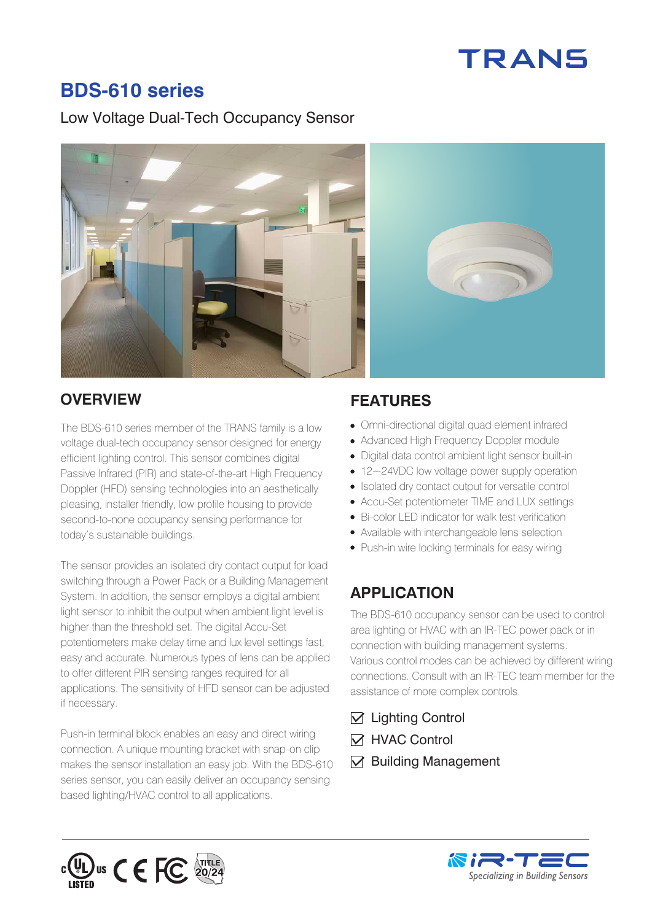TRANS

# BDS-610 series

Low Voltage Dual-Tech Occupancy Sensor

## OVERVIEW

The BDS-610 series member of the TRANS family is a low voltage dual-tech occupancy sensor designed for energy efficient lighting control. This sensor combines digital Passive Infrared (PIR) and state-of-the-art High Frequency Doppler (HFD) sensing technologies into an aesthetically pleasing, installer friendly, low profile housing to provide second-to-none occupancy sensing performance for today's sustainable buildings.

The sensor provides an isolated dry contact output for load switching through a Power Pack or a Building Management System. In addition, the sensor employs a digital ambient light sensor to inhibit the output when ambient light level is higher than the threshold set. The digital Accu-Set potentiometers make delay time and lux level settings fast, easy and accurate. Numerous types of lens can be applied to offer different PIR sensing ranges required for all applications. The sensitivity of HFD sensor can be adjusted if necessary.

Push-in terminal block enables an easy and direct wiring connection. A unique mounting bracket with snap-on clip makes the sensor installation an easy job. With the BDS-610 series sensor, you can easily deliver an occupancy sensing based lighting/HVAC control to all applications.

## FEATURES

- Omni-directional digital quad element infrared
- Advanced High Frequency Doppler module
- Digital data control ambient light sensor built-in
- 12~24VDC low voltage power supply operation
- Isolated dry contact output for versatile control
- Accu-Set potentiometer TIME and LUX settings
- Bi-color LED indicator for walk test verification
- Available with interchangeable lens selection
- Push-in wire locking terminals for easy wiring

## APPLICATION

The BDS-610 occupancy sensor can be used to control area lighting or HVAC with an IR-TEC power pack or in connection with building management systems. Various control modes can be achieved by different wiring connections. Consult with an IR-TEC team member for the assistance of more complex controls.

- ☑ Lighting Control
- ☑ HVAC Control
- ☑ Building Management

c UL us LISTED CE FC TITLE 20/24

iR-TEC Specializing in Building Sensors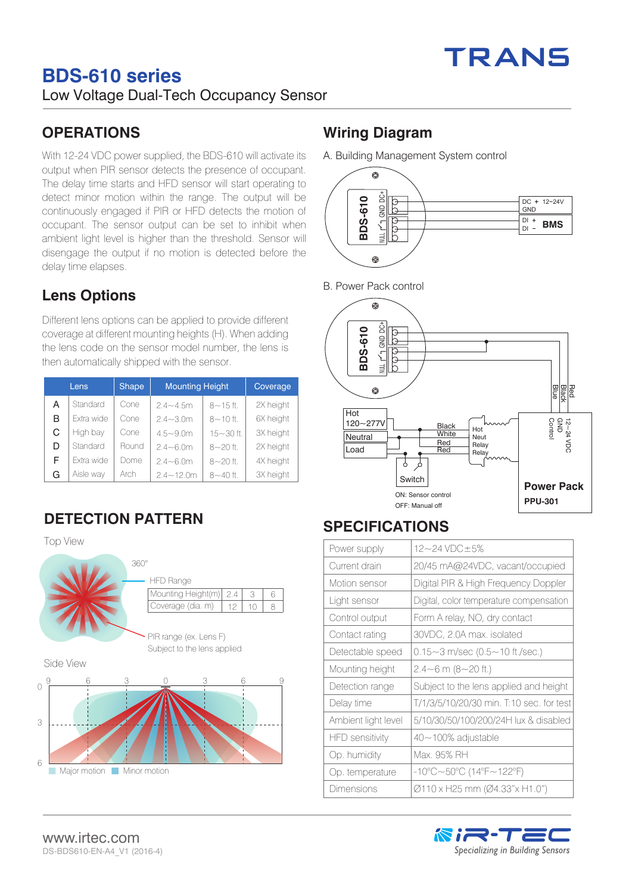TRANS

# BDS-610 series

Low Voltage Dual-Tech Occupancy Sensor

## OPERATIONS

With 12-24 VDC power supplied, the BDS-610 will activate its output when PIR sensor detects the presence of occupant. The delay time starts and HFD sensor will start operating to detect minor motion within the range. The output will be continuously engaged if PIR or HFD detects the motion of occupant. The sensor output can be set to inhibit when ambient light level is higher than the threshold. Sensor will disengage the output if no motion is detected before the delay time elapses.

## Lens Options

Different lens options can be applied to provide different coverage at different mounting heights (H). When adding the lens code on the sensor model number, the lens is then automatically shipped with the sensor.

| Lens | | Shape | Mounting Height | | Coverage |
|---|---|---|---|---|---|
| A | Standard | Cone | 2.4~4.5m | 8~15 ft. | 2X height |
| B | Extra wide | Cone | 2.4~3.0m | 8~10 ft. | 6X height |
| C | High bay | Cone | 4.5~9.0m | 15~30 ft. | 3X height |
| D | Standard | Round | 2.4~6.0m | 8~20 ft. | 2X height |
| F | Extra wide | Dome | 2.4~6.0m | 8~20 ft. | 4X height |
| G | Aisle way | Arch | 2.4~12.0m | 8~40 ft. | 3X height |

## DETECTION PATTERN

Top View

360°

HFD Range

| | | | |
|---|---|---|---|
| Mounting Height(m) | 2.4 | 3 | 6 |
| Coverage (dia. m) | 12 | 10 | 8 |

PIR range (ex. Lens F)
Subject to the lens applied

Side View

9 6 3 0 3 6 9

0 3 6

Major motion Minor motion

## Wiring Diagram

A. Building Management System control

BDS-610
NULL GND DC+
DC + 12~24V
GND
DI +
DI –
BMS

B. Power Pack control

BDS-610
NULL GND DC+
Blue Black Red
Hot 120~277V
Neutral
Load
Black White Red Red
Hot Neut Relay Relay
12~24 VDC GND Control
Switch
ON: Sensor control
OFF: Manual off
Power Pack
PPU-301

## SPECIFICATIONS

| | |
|---|---|
| Power supply | 12~24 VDC±5% |
| Current drain | 20/45 mA@24VDC, vacant/occupied |
| Motion sensor | Digital PIR & High Frequency Doppler |
| Light sensor | Digital, color temperature compensation |
| Control output | Form A relay, NO, dry contact |
| Contact rating | 30VDC, 2.0A max. isolated |
| Detectable speed | 0.15~3 m/sec (0.5~10 ft./sec.) |
| Mounting height | 2.4~6 m (8~20 ft.) |
| Detection range | Subject to the lens applied and height |
| Delay time | T/1/3/5/10/20/30 min. T:10 sec. for test |
| Ambient light level | 5/10/30/50/100/200/24H lux & disabled |
| HFD sensitivity | 40~100% adjustable |
| Op. humidity | Max. 95% RH |
| Op. temperature | -10°C~50°C (14°F~122°F) |
| Dimensions | Ø110 x H25 mm (Ø4.33"x H1.0") |

www.irtec.com
DS-BDS610-EN-A4_V1 (2016-4)

iR-TEC
Specializing in Building Sensors